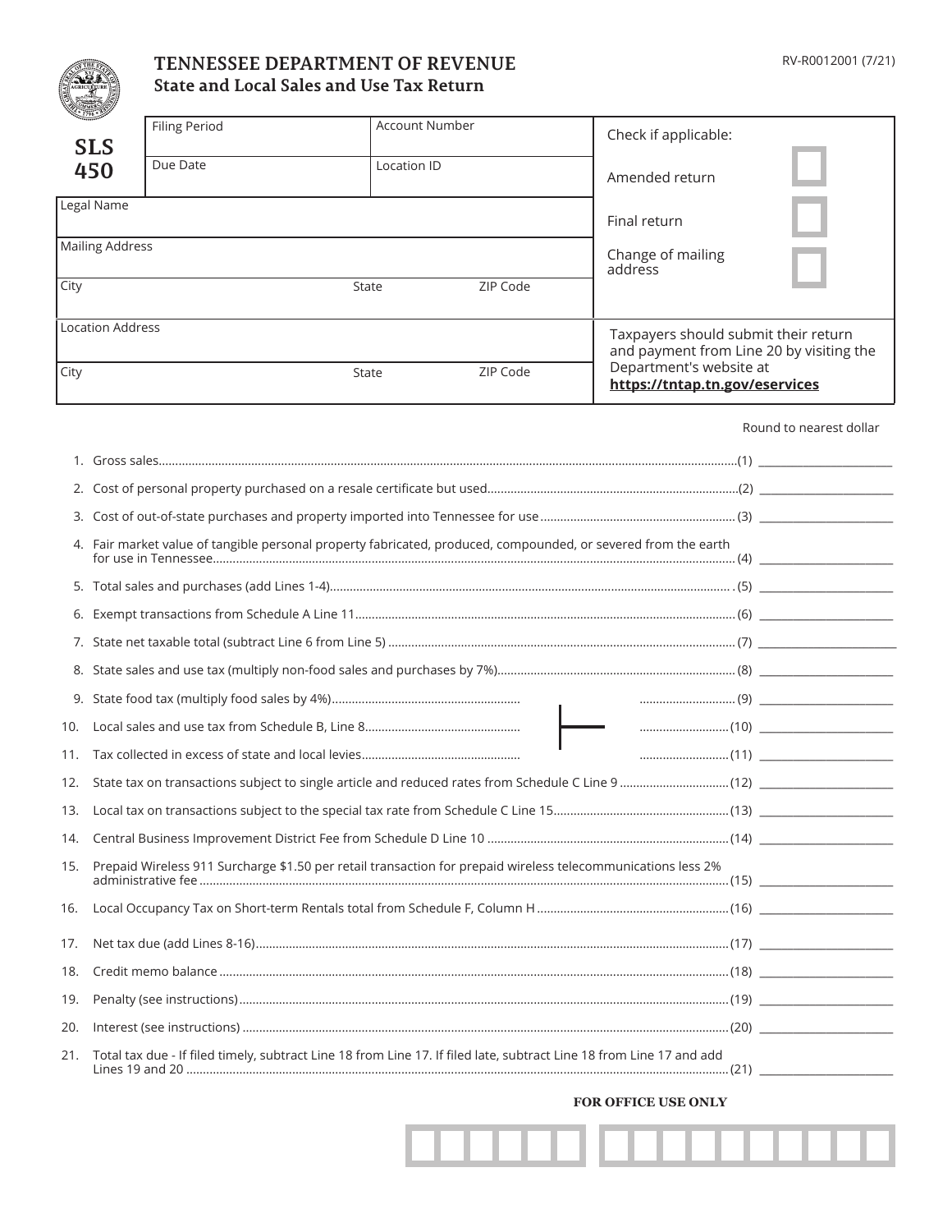# TENNESSEE DEPARTMENT OF REVENUE

## State and Local Sales and Use Tax Return

RV-R0012001 (7/21)

**SLS 450**

| Filing Period | Account Number |
|---|---|
| Due Date | Location ID |

Legal Name

Mailing Address

City | State | ZIP Code

Location Address

City | State | ZIP Code

Check if applicable:

- Amended return ☐
- Final return ☐
- Change of mailing address ☐

Taxpayers should submit their return and payment from Line 20 by visiting the Department's website at **https://tntap.tn.gov/eservices**

Round to nearest dollar

1. Gross sales ............................................................ (1) ________
2. Cost of personal property purchased on a resale certificate but used ............................................................ (2) ________
3. Cost of out-of-state purchases and property imported into Tennessee for use ............................................................ (3) ________
4. Fair market value of tangible personal property fabricated, produced, compounded, or severed from the earth for use in Tennessee ............................................................ (4) ________
5. Total sales and purchases (add Lines 1-4) ............................................................ (5) ________
6. Exempt transactions from Schedule A Line 11 ............................................................ (6) ________
7. State net taxable total (subtract Line 6 from Line 5) ............................................................ (7) ________
8. State sales and use tax (multiply non-food sales and purchases by 7%) ............................................................ (8) ________
9. State food tax (multiply food sales by 4%) ............................................................ (9) ________
10. Local sales and use tax from Schedule B, Line 8 ............................................................ (10) ________
11. Tax collected in excess of state and local levies ............................................................ (11) ________
12. State tax on transactions subject to single article and reduced rates from Schedule C Line 9 ............................................................ (12) ________
13. Local tax on transactions subject to the special tax rate from Schedule C Line 15 ............................................................ (13) ________
14. Central Business Improvement District Fee from Schedule D Line 10 ............................................................ (14) ________
15. Prepaid Wireless 911 Surcharge $1.50 per retail transaction for prepaid wireless telecommunications less 2% administrative fee ............................................................ (15) ________
16. Local Occupancy Tax on Short-term Rentals total from Schedule F, Column H ............................................................ (16) ________
17. Net tax due (add Lines 8-16) ............................................................ (17) ________
18. Credit memo balance ............................................................ (18) ________
19. Penalty (see instructions) ............................................................ (19) ________
20. Interest (see instructions) ............................................................ (20) ________
21. Total tax due - If filed timely, subtract Line 18 from Line 17. If filed late, subtract Line 18 from Line 17 and add Lines 19 and 20 ............................................................ (21) ________

**FOR OFFICE USE ONLY**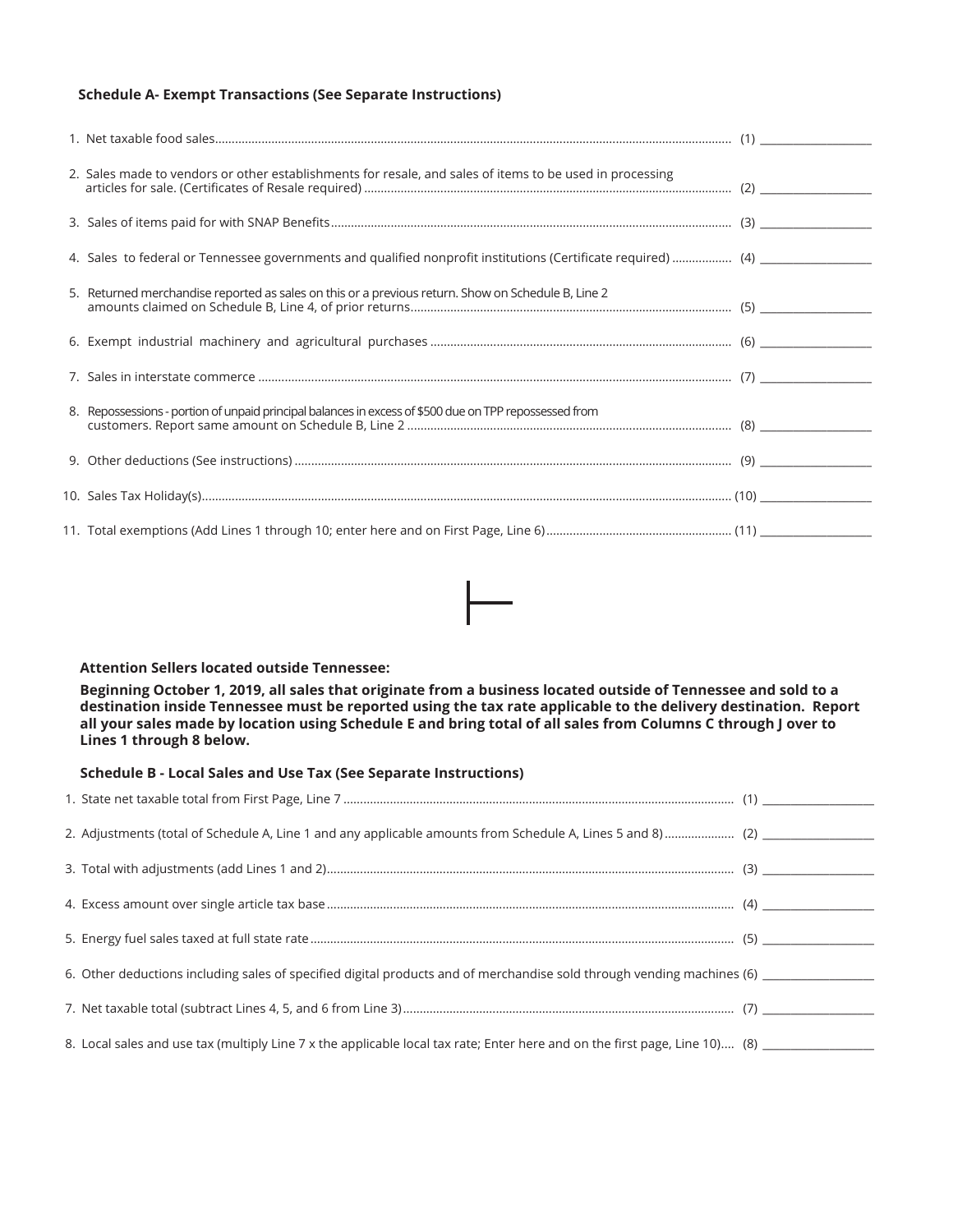### Schedule A- Exempt Transactions (See Separate Instructions)

1. Net taxable food sales ............ (1) ___________

2. Sales made to vendors or other establishments for resale, and sales of items to be used in processing articles for sale. (Certificates of Resale required) ............ (2) ___________

3. Sales of items paid for with SNAP Benefits ............ (3) ___________

4. Sales to federal or Tennessee governments and qualified nonprofit institutions (Certificate required) ............ (4) ___________

5. Returned merchandise reported as sales on this or a previous return. Show on Schedule B, Line 2 amounts claimed on Schedule B, Line 4, of prior returns ............ (5) ___________

6. Exempt industrial machinery and agricultural purchases ............ (6) ___________

7. Sales in interstate commerce ............ (7) ___________

8. Repossessions - portion of unpaid principal balances in excess of $500 due on TPP repossessed from customers. Report same amount on Schedule B, Line 2 ............ (8) ___________

9. Other deductions (See instructions) ............ (9) ___________

10. Sales Tax Holiday(s) ............ (10) ___________

11. Total exemptions (Add Lines 1 through 10; enter here and on First Page, Line 6) ............ (11) ___________

**Attention Sellers located outside Tennessee:**

**Beginning October 1, 2019, all sales that originate from a business located outside of Tennessee and sold to a destination inside Tennessee must be reported using the tax rate applicable to the delivery destination. Report all your sales made by location using Schedule E and bring total of all sales from Columns C through J over to Lines 1 through 8 below.**

### Schedule B - Local Sales and Use Tax (See Separate Instructions)

1. State net taxable total from First Page, Line 7 ............ (1) ___________

2. Adjustments (total of Schedule A, Line 1 and any applicable amounts from Schedule A, Lines 5 and 8) ............ (2) ___________

3. Total with adjustments (add Lines 1 and 2) ............ (3) ___________

4. Excess amount over single article tax base ............ (4) ___________

5. Energy fuel sales taxed at full state rate ............ (5) ___________

6. Other deductions including sales of specified digital products and of merchandise sold through vending machines (6) ___________

7. Net taxable total (subtract Lines 4, 5, and 6 from Line 3) ............ (7) ___________

8. Local sales and use tax (multiply Line 7 x the applicable local tax rate; Enter here and on the first page, Line 10).... (8) ___________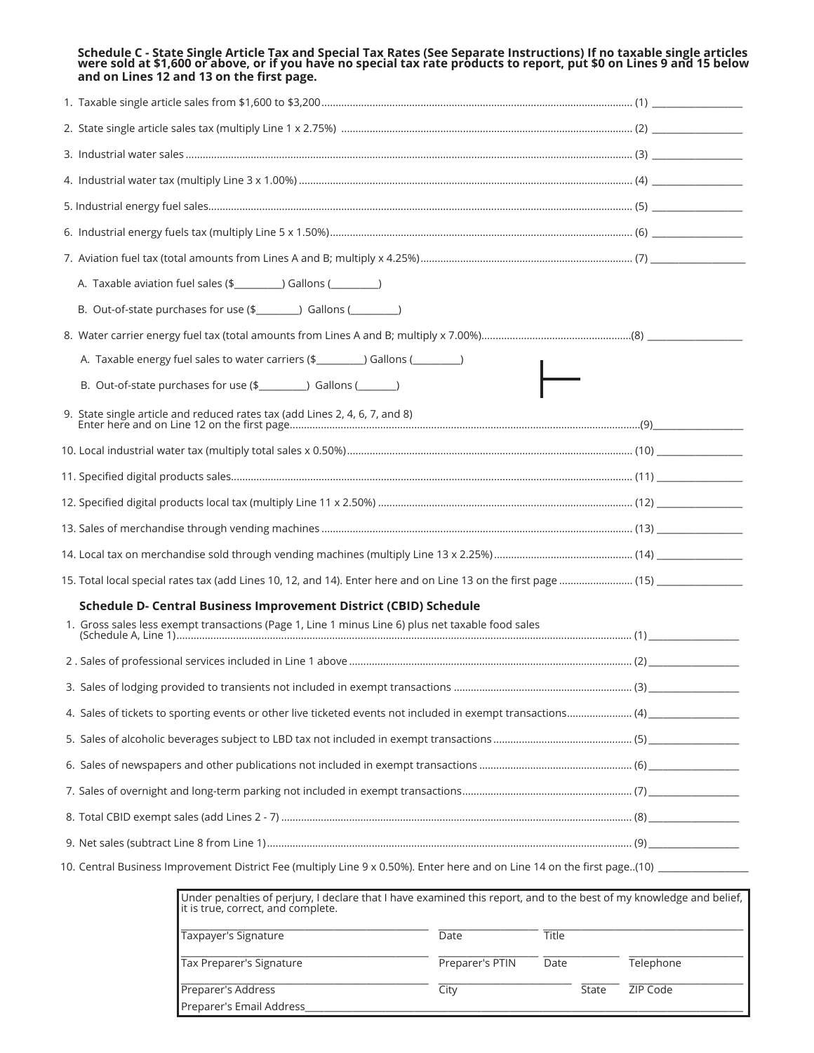**Schedule C - State Single Article Tax and Special Tax Rates (See Separate Instructions) If no taxable single articles were sold at $1,600 or above, or if you have no special tax rate products to report, put $0 on Lines 9 and 15 below and on Lines 12 and 13 on the first page.**

1. Taxable single article sales from $1,600 to $3,200 .......... (1) __________
2. State single article sales tax (multiply Line 1 x 2.75%) .......... (2) __________
3. Industrial water sales .......... (3) __________
4. Industrial water tax (multiply Line 3 x 1.00%) .......... (4) __________
5. Industrial energy fuel sales .......... (5) __________
6. Industrial energy fuels tax (multiply Line 5 x 1.50%) .......... (6) __________
7. Aviation fuel tax (total amounts from Lines A and B; multiply x 4.25%) .......... (7) __________
   - A. Taxable aviation fuel sales ($_________) Gallons (_________)
   - B. Out-of-state purchases for use ($________) Gallons (_________)
8. Water carrier energy fuel tax (total amounts from Lines A and B; multiply x 7.00%) .......... (8) __________
   - A. Taxable energy fuel sales to water carriers ($_________) Gallons (_________)
   - B. Out-of-state purchases for use ($_________) Gallons (_______)
9. State single article and reduced rates tax (add Lines 2, 4, 6, 7, and 8) Enter here and on Line 12 on the first page .......... (9) __________
10. Local industrial water tax (multiply total sales x 0.50%) .......... (10) __________
11. Specified digital products sales .......... (11) __________
12. Specified digital products local tax (multiply Line 11 x 2.50%) .......... (12) __________
13. Sales of merchandise through vending machines .......... (13) __________
14. Local tax on merchandise sold through vending machines (multiply Line 13 x 2.25%) .......... (14) __________
15. Total local special rates tax (add Lines 10, 12, and 14). Enter here and on Line 13 on the first page .......... (15) __________

**Schedule D- Central Business Improvement District (CBID) Schedule**

1. Gross sales less exempt transactions (Page 1, Line 1 minus Line 6) plus net taxable food sales (Schedule A, Line 1) .......... (1) __________
2. Sales of professional services included in Line 1 above .......... (2) __________
3. Sales of lodging provided to transients not included in exempt transactions .......... (3) __________
4. Sales of tickets to sporting events or other live ticketed events not included in exempt transactions .......... (4) __________
5. Sales of alcoholic beverages subject to LBD tax not included in exempt transactions .......... (5) __________
6. Sales of newspapers and other publications not included in exempt transactions .......... (6) __________
7. Sales of overnight and long-term parking not included in exempt transactions .......... (7) __________
8. Total CBID exempt sales (add Lines 2 - 7) .......... (8) __________
9. Net sales (subtract Line 8 from Line 1) .......... (9) __________
10. Central Business Improvement District Fee (multiply Line 9 x 0.50%). Enter here and on Line 14 on the first page .......... (10) __________

Under penalties of perjury, I declare that I have examined this report, and to the best of my knowledge and belief, it is true, correct, and complete.

| | | | |
|---|---|---|---|
| Taxpayer's Signature | Date | Title | |
| Tax Preparer's Signature | Preparer's PTIN | Date | Telephone |
| Preparer's Address | City | State | ZIP Code |

Preparer's Email Address__________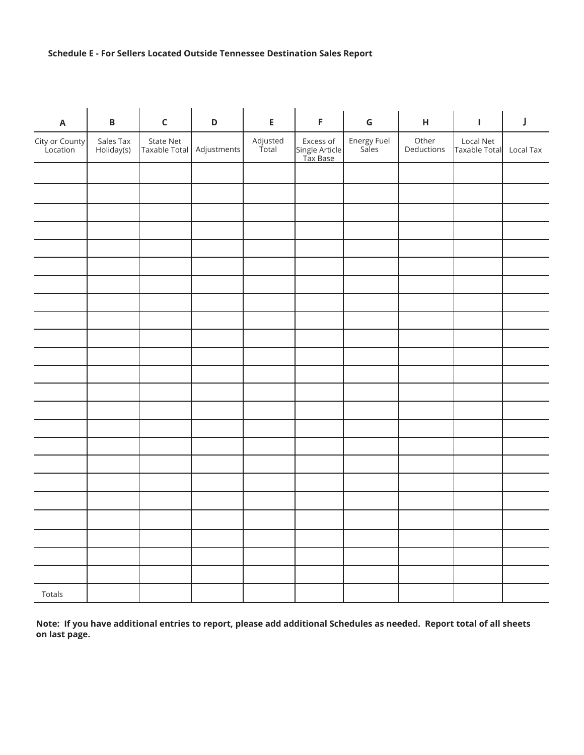**Schedule E - For Sellers Located Outside Tennessee Destination Sales Report**

| A | B | C | D | E | F | G | H | I | J |
|---|---|---|---|---|---|---|---|---|---|
| City or County Location | Sales Tax Holiday(s) | State Net Taxable Total | Adjustments | Adjusted Total | Excess of Single Article Tax Base | Energy Fuel Sales | Other Deductions | Local Net Taxable Total | Local Tax |
| | | | | | | | | | |
| | | | | | | | | | |
| | | | | | | | | | |
| | | | | | | | | | |
| | | | | | | | | | |
| | | | | | | | | | |
| | | | | | | | | | |
| | | | | | | | | | |
| | | | | | | | | | |
| | | | | | | | | | |
| | | | | | | | | | |
| | | | | | | | | | |
| | | | | | | | | | |
| | | | | | | | | | |
| | | | | | | | | | |
| | | | | | | | | | |
| | | | | | | | | | |
| | | | | | | | | | |
| | | | | | | | | | |
| | | | | | | | | | |
| | | | | | | | | | |
| | | | | | | | | | |
| | | | | | | | | | |
| Totals | | | | | | | | | |

**Note: If you have additional entries to report, please add additional Schedules as needed. Report total of all sheets on last page.**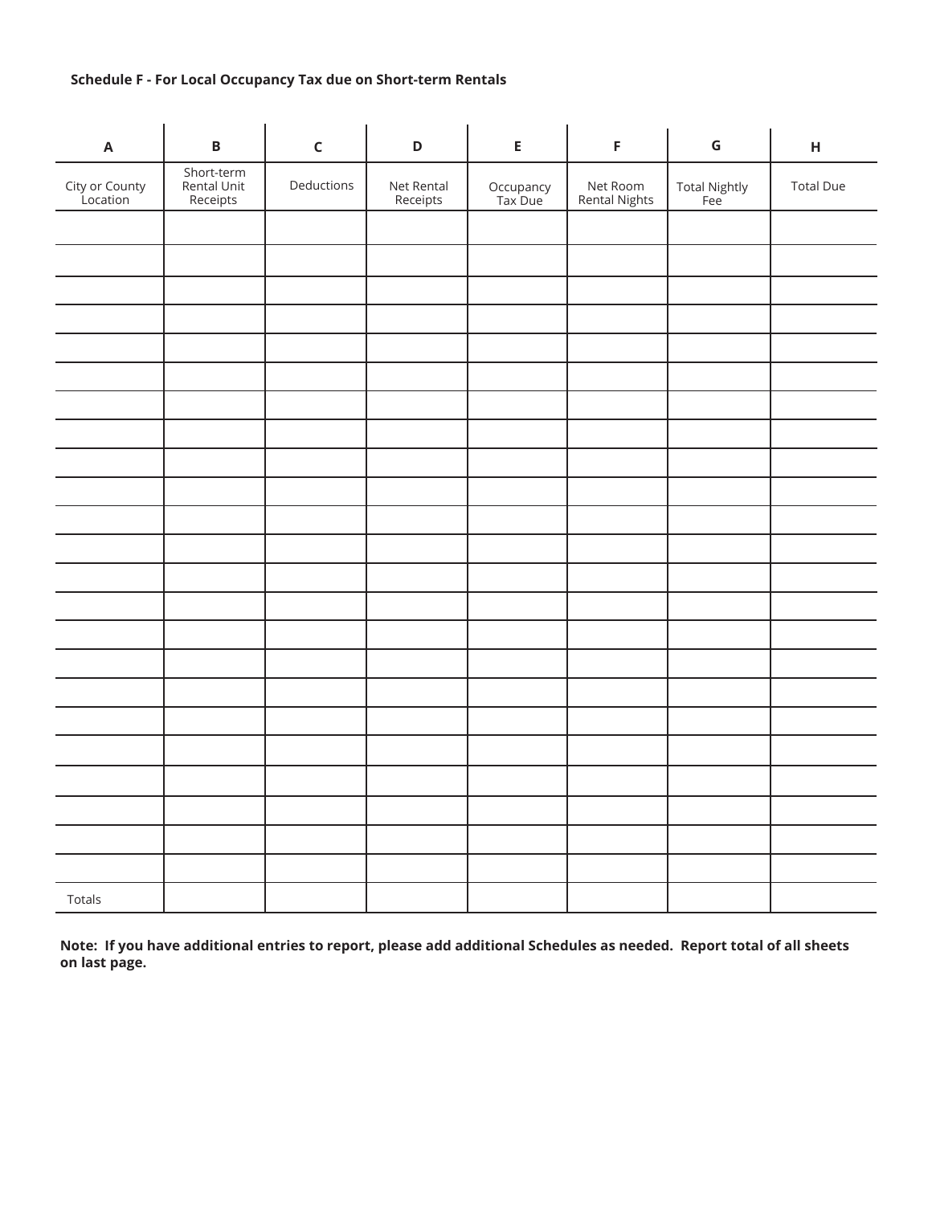**Schedule F - For Local Occupancy Tax due on Short-term Rentals**

| A | B | C | D | E | F | G | H |
|---|---|---|---|---|---|---|---|
| City or County Location | Short-term Rental Unit Receipts | Deductions | Net Rental Receipts | Occupancy Tax Due | Net Room Rental Nights | Total Nightly Fee | Total Due |
| | | | | | | | |
| | | | | | | | |
| | | | | | | | |
| | | | | | | | |
| | | | | | | | |
| | | | | | | | |
| | | | | | | | |
| | | | | | | | |
| | | | | | | | |
| | | | | | | | |
| | | | | | | | |
| | | | | | | | |
| | | | | | | | |
| | | | | | | | |
| | | | | | | | |
| | | | | | | | |
| | | | | | | | |
| | | | | | | | |
| | | | | | | | |
| | | | | | | | |
| | | | | | | | |
| | | | | | | | |
| | | | | | | | |
| Totals | | | | | | | |

**Note: If you have additional entries to report, please add additional Schedules as needed. Report total of all sheets on last page.**